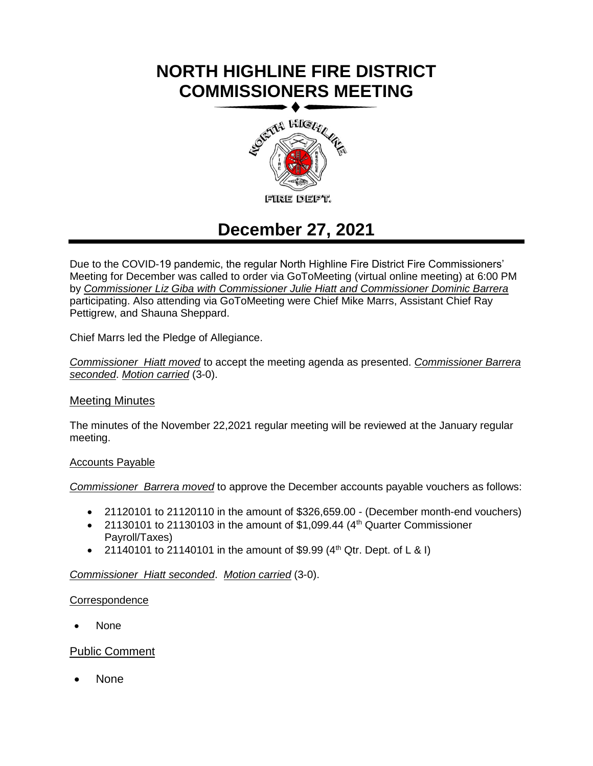# NORTH HIGHLINE FIRE DISTRICT COMMISSIONERS MEETING

# December 27, 2021

Due to the COVID-19 pandemic, the regular North Highline Fire District Fire Commissioners' Meeting for December was called to order via GoToMeeting (virtual online meeting) at 6:00 PM by *Commissioner Liz Giba with Commissioner Julie Hiatt and Commissioner Dominic Barrera* participating. Also attending via GoToMeeting were Chief Mike Marrs, Assistant Chief Ray Pettigrew, and Shauna Sheppard.

Chief Marrs led the Pledge of Allegiance.

*Commissioner Hiatt moved* to accept the meeting agenda as presented. *Commissioner Barrera seconded*. *Motion carried* (3-0).

## Meeting Minutes

The minutes of the November 22,2021 regular meeting will be reviewed at the January regular meeting.

### Accounts Payable

*Commissioner Barrera moved* to approve the December accounts payable vouchers as follows:

- 21120101 to 21120110 in the amount of $326,659.00 - (December month-end vouchers)
- 21130101 to 21130103 in the amount of $1,099.44 (4th Quarter Commissioner Payroll/Taxes)
- 21140101 to 21140101 in the amount of $9.99 (4th Qtr. Dept. of L & I)

*Commissioner Hiatt seconded*. *Motion carried* (3-0).

### Correspondence

- None

## Public Comment

- None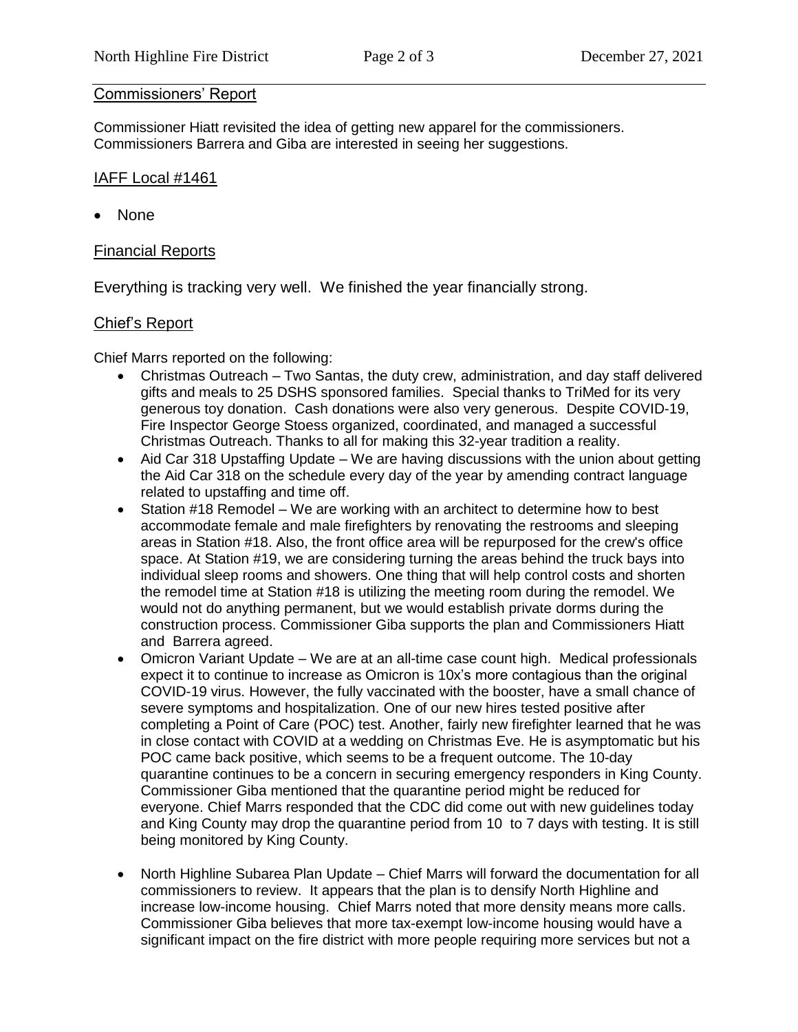## Commissioners' Report

Commissioner Hiatt revisited the idea of getting new apparel for the commissioners. Commissioners Barrera and Giba are interested in seeing her suggestions.

## IAFF Local #1461

- None

## Financial Reports

Everything is tracking very well. We finished the year financially strong.

## Chief's Report

Chief Marrs reported on the following:

- Christmas Outreach – Two Santas, the duty crew, administration, and day staff delivered gifts and meals to 25 DSHS sponsored families. Special thanks to TriMed for its very generous toy donation. Cash donations were also very generous. Despite COVID-19, Fire Inspector George Stoess organized, coordinated, and managed a successful Christmas Outreach. Thanks to all for making this 32-year tradition a reality.
- Aid Car 318 Upstaffing Update – We are having discussions with the union about getting the Aid Car 318 on the schedule every day of the year by amending contract language related to upstaffing and time off.
- Station #18 Remodel – We are working with an architect to determine how to best accommodate female and male firefighters by renovating the restrooms and sleeping areas in Station #18. Also, the front office area will be repurposed for the crew's office space. At Station #19, we are considering turning the areas behind the truck bays into individual sleep rooms and showers. One thing that will help control costs and shorten the remodel time at Station #18 is utilizing the meeting room during the remodel. We would not do anything permanent, but we would establish private dorms during the construction process. Commissioner Giba supports the plan and Commissioners Hiatt and Barrera agreed.
- Omicron Variant Update – We are at an all-time case count high. Medical professionals expect it to continue to increase as Omicron is 10x's more contagious than the original COVID-19 virus. However, the fully vaccinated with the booster, have a small chance of severe symptoms and hospitalization. One of our new hires tested positive after completing a Point of Care (POC) test. Another, fairly new firefighter learned that he was in close contact with COVID at a wedding on Christmas Eve. He is asymptomatic but his POC came back positive, which seems to be a frequent outcome. The 10-day quarantine continues to be a concern in securing emergency responders in King County. Commissioner Giba mentioned that the quarantine period might be reduced for everyone. Chief Marrs responded that the CDC did come out with new guidelines today and King County may drop the quarantine period from 10 to 7 days with testing. It is still being monitored by King County.
- North Highline Subarea Plan Update – Chief Marrs will forward the documentation for all commissioners to review. It appears that the plan is to densify North Highline and increase low-income housing. Chief Marrs noted that more density means more calls. Commissioner Giba believes that more tax-exempt low-income housing would have a significant impact on the fire district with more people requiring more services but not a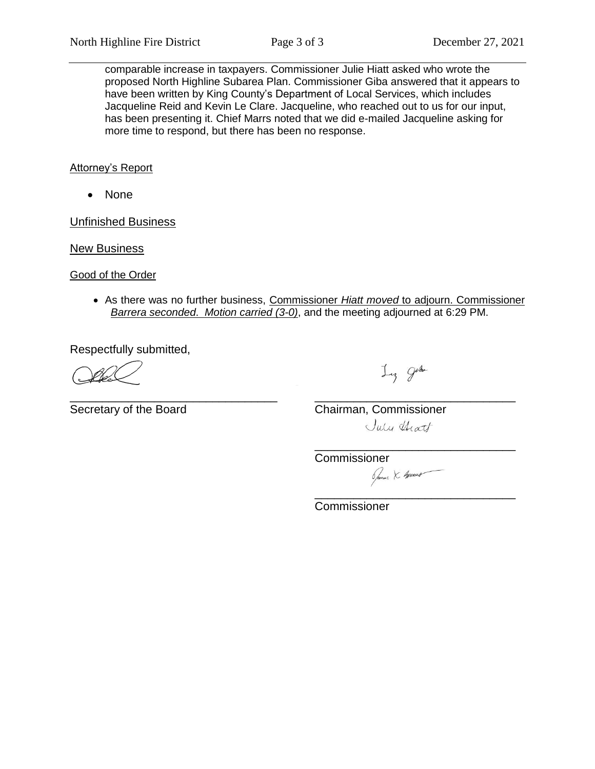comparable increase in taxpayers. Commissioner Julie Hiatt asked who wrote the proposed North Highline Subarea Plan. Commissioner Giba answered that it appears to have been written by King County's Department of Local Services, which includes Jacqueline Reid and Kevin Le Clare. Jacqueline, who reached out to us for our input, has been presenting it. Chief Marrs noted that we did e-mailed Jacqueline asking for more time to respond, but there has been no response.

Attorney's Report

- None

Unfinished Business

New Business

Good of the Order

- As there was no further business, Commissioner *Hiatt moved* to adjourn. Commissioner *Barrera seconded*. *Motion carried (3-0)*, and the meeting adjourned at 6:29 PM.

Respectfully submitted,

_______________________________
Secretary of the Board

_______________________________
Chairman, Commissioner

_______________________________
Commissioner

_______________________________
Commissioner